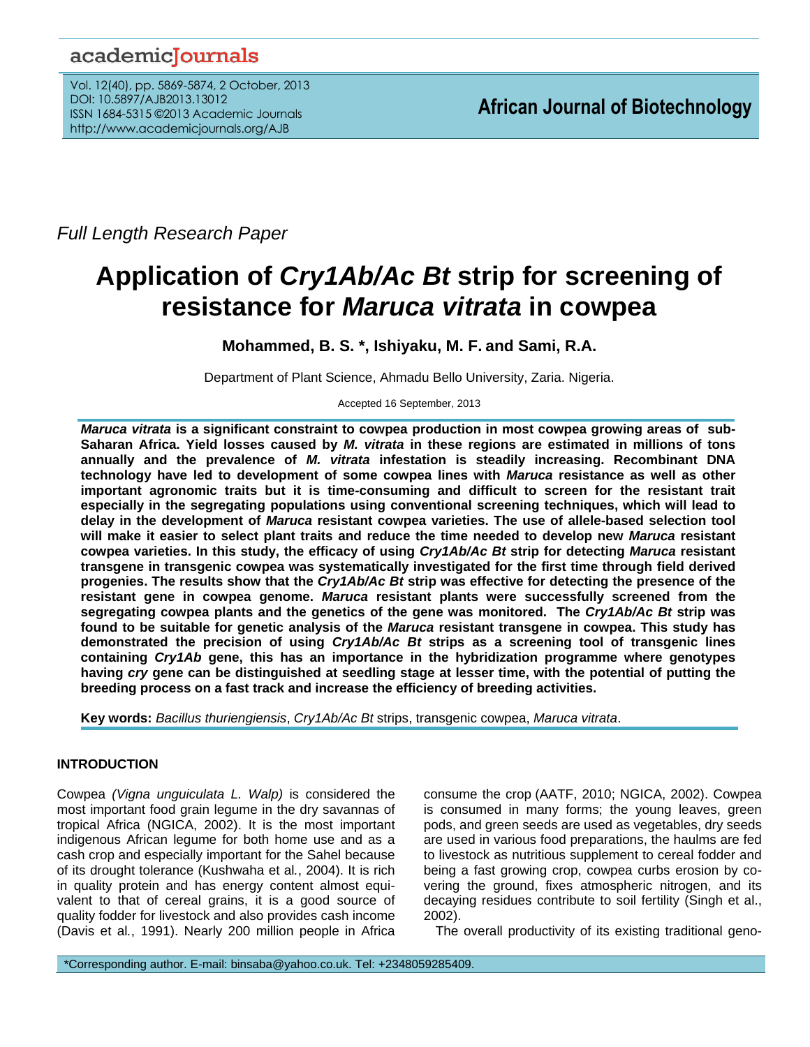*Full Length Research Paper*

# Application of *Cry1Ab/Ac Bt* strip for screening of resistance for *Maruca vitrata* in cowpea

**Mohammed, B. S. *, Ishiyaku, M. F. and Sami, R.A.**

Department of Plant Science, Ahmadu Bello University, Zaria. Nigeria.

Accepted 16 September, 2013

***Maruca vitrata* is a significant constraint to cowpea production in most cowpea growing areas of sub-Saharan Africa. Yield losses caused by *M. vitrata* in these regions are estimated in millions of tons annually and the prevalence of *M. vitrata* infestation is steadily increasing. Recombinant DNA technology have led to development of some cowpea lines with *Maruca* resistance as well as other important agronomic traits but it is time-consuming and difficult to screen for the resistant trait especially in the segregating populations using conventional screening techniques, which will lead to delay in the development of *Maruca* resistant cowpea varieties. The use of allele-based selection tool will make it easier to select plant traits and reduce the time needed to develop new *Maruca* resistant cowpea varieties. In this study, the efficacy of using *Cry1Ab/Ac Bt* strip for detecting *Maruca* resistant transgene in transgenic cowpea was systematically investigated for the first time through field derived progenies. The results show that the *Cry1Ab/Ac Bt* strip was effective for detecting the presence of the resistant gene in cowpea genome. *Maruca* resistant plants were successfully screened from the segregating cowpea plants and the genetics of the gene was monitored. The *Cry1Ab/Ac Bt* strip was found to be suitable for genetic analysis of the *Maruca* resistant transgene in cowpea. This study has demonstrated the precision of using *Cry1Ab/Ac Bt* strips as a screening tool of transgenic lines containing *Cry1Ab* gene, this has an importance in the hybridization programme where genotypes having *cry* gene can be distinguished at seedling stage at lesser time, with the potential of putting the breeding process on a fast track and increase the efficiency of breeding activities.**

**Key words:** *Bacillus thuriengiensis*, *Cry1Ab/Ac Bt* strips, transgenic cowpea, *Maruca vitrata*.

## INTRODUCTION

Cowpea *(Vigna unguiculata L. Walp)* is considered the most important food grain legume in the dry savannas of tropical Africa (NGICA, 2002). It is the most important indigenous African legume for both home use and as a cash crop and especially important for the Sahel because of its drought tolerance (Kushwaha et al., 2004). It is rich in quality protein and has energy content almost equivalent to that of cereal grains, it is a good source of quality fodder for livestock and also provides cash income (Davis et al., 1991). Nearly 200 million people in Africa consume the crop (AATF, 2010; NGICA, 2002). Cowpea is consumed in many forms; the young leaves, green pods, and green seeds are used as vegetables, dry seeds are used in various food preparations, the haulms are fed to livestock as nutritious supplement to cereal fodder and being a fast growing crop, cowpea curbs erosion by covering the ground, fixes atmospheric nitrogen, and its decaying residues contribute to soil fertility (Singh et al., 2002).

The overall productivity of its existing traditional geno-

*Corresponding author. E-mail: binsaba@yahoo.co.uk. Tel: +2348059285409.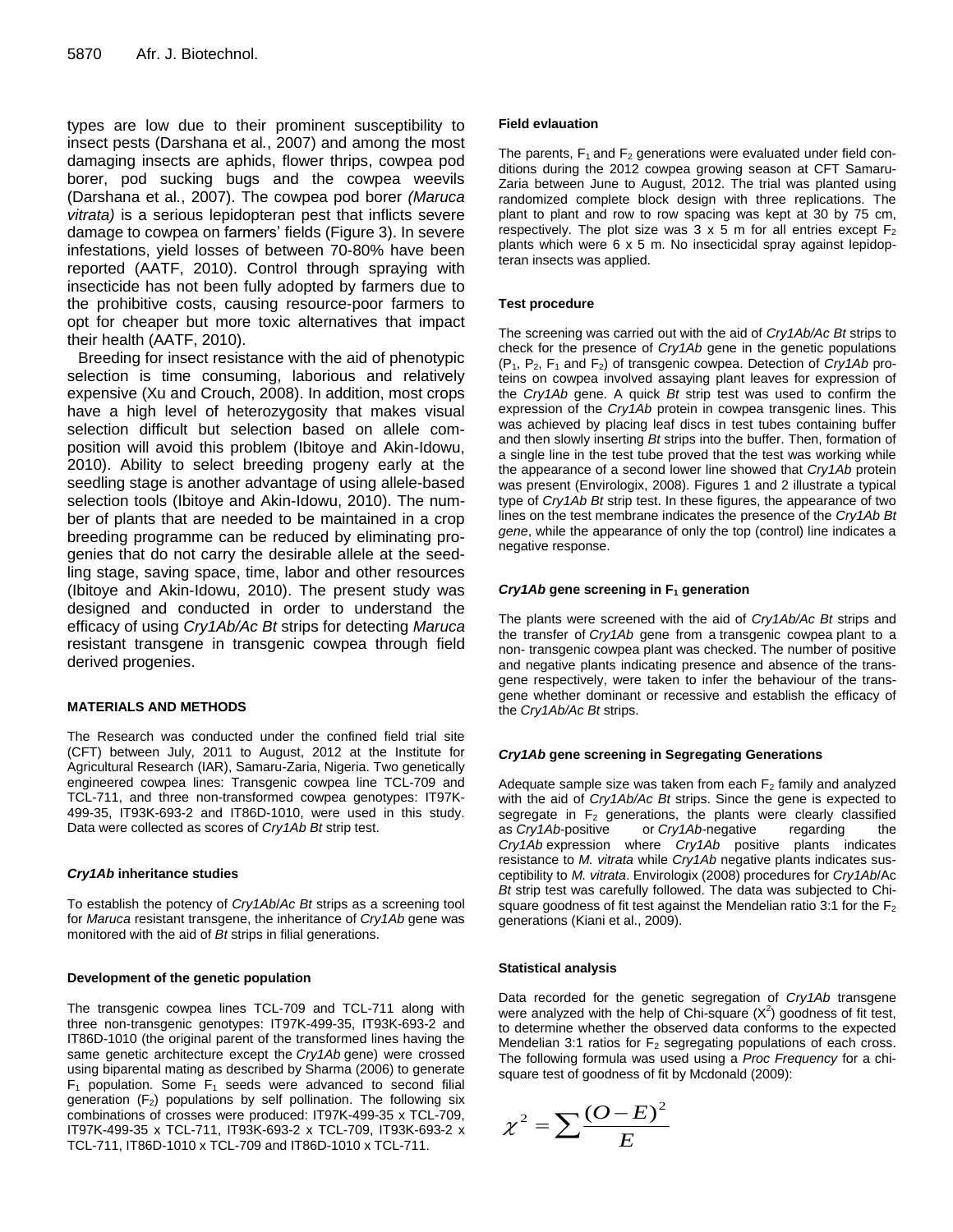types are low due to their prominent susceptibility to insect pests (Darshana et al., 2007) and among the most damaging insects are aphids, flower thrips, cowpea pod borer, pod sucking bugs and the cowpea weevils (Darshana et al., 2007). The cowpea pod borer *(Maruca vitrata)* is a serious lepidopteran pest that inflicts severe damage to cowpea on farmers' fields (Figure 3). In severe infestations, yield losses of between 70-80% have been reported (AATF, 2010). Control through spraying with insecticide has not been fully adopted by farmers due to the prohibitive costs, causing resource-poor farmers to opt for cheaper but more toxic alternatives that impact their health (AATF, 2010).

Breeding for insect resistance with the aid of phenotypic selection is time consuming, laborious and relatively expensive (Xu and Crouch, 2008). In addition, most crops have a high level of heterozygosity that makes visual selection difficult but selection based on allele composition will avoid this problem (Ibitoye and Akin-Idowu, 2010). Ability to select breeding progeny early at the seedling stage is another advantage of using allele-based selection tools (Ibitoye and Akin-Idowu, 2010). The number of plants that are needed to be maintained in a crop breeding programme can be reduced by eliminating progenies that do not carry the desirable allele at the seedling stage, saving space, time, labor and other resources (Ibitoye and Akin-Idowu, 2010). The present study was designed and conducted in order to understand the efficacy of using *Cry1Ab/Ac Bt* strips for detecting *Maruca* resistant transgene in transgenic cowpea through field derived progenies.

## MATERIALS AND METHODS

The Research was conducted under the confined field trial site (CFT) between July, 2011 to August, 2012 at the Institute for Agricultural Research (IAR), Samaru-Zaria, Nigeria. Two genetically engineered cowpea lines: Transgenic cowpea line TCL-709 and TCL-711, and three non-transformed cowpea genotypes: IT97K-499-35, IT93K-693-2 and IT86D-1010, were used in this study. Data were collected as scores of *Cry1Ab Bt* strip test.

### *Cry1Ab* inheritance studies

To establish the potency of *Cry1Ab*/*Ac Bt* strips as a screening tool for *Maruca* resistant transgene, the inheritance of *Cry1Ab* gene was monitored with the aid of *Bt* strips in filial generations.

### Development of the genetic population

The transgenic cowpea lines TCL-709 and TCL-711 along with three non-transgenic genotypes: IT97K-499-35, IT93K-693-2 and IT86D-1010 (the original parent of the transformed lines having the same genetic architecture except the *Cry1Ab* gene) were crossed using biparental mating as described by Sharma (2006) to generate $F_1$ population. Some $F_1$ seeds were advanced to second filial generation ($F_2$) populations by self pollination. The following six combinations of crosses were produced: IT97K-499-35 x TCL-709, IT97K-499-35 x TCL-711, IT93K-693-2 x TCL-709, IT93K-693-2 x TCL-711, IT86D-1010 x TCL-709 and IT86D-1010 x TCL-711.

### Field evlauation

The parents, $F_1$ and $F_2$ generations were evaluated under field conditions during the 2012 cowpea growing season at CFT Samaru-Zaria between June to August, 2012. The trial was planted using randomized complete block design with three replications. The plant to plant and row to row spacing was kept at 30 by 75 cm, respectively. The plot size was 3 x 5 m for all entries except $F_2$ plants which were 6 x 5 m. No insecticidal spray against lepidopteran insects was applied.

### Test procedure

The screening was carried out with the aid of *Cry1Ab/Ac Bt* strips to check for the presence of *Cry1Ab* gene in the genetic populations ($P_1$, $P_2$, $F_1$ and $F_2$) of transgenic cowpea. Detection of *Cry1Ab* proteins on cowpea involved assaying plant leaves for expression of the *Cry1Ab* gene. A quick *Bt* strip test was used to confirm the expression of the *Cry1Ab* protein in cowpea transgenic lines. This was achieved by placing leaf discs in test tubes containing buffer and then slowly inserting *Bt* strips into the buffer. Then, formation of a single line in the test tube proved that the test was working while the appearance of a second lower line showed that *Cry1Ab* protein was present (Envirologix, 2008). Figures 1 and 2 illustrate a typical type of *Cry1Ab Bt* strip test. In these figures, the appearance of two lines on the test membrane indicates the presence of the *Cry1Ab Bt gene*, while the appearance of only the top (control) line indicates a negative response.

### *Cry1Ab* gene screening in $F_1$ generation

The plants were screened with the aid of *Cry1Ab/Ac Bt* strips and the transfer of *Cry1Ab* gene from a transgenic cowpea plant to a non- transgenic cowpea plant was checked. The number of positive and negative plants indicating presence and absence of the transgene respectively, were taken to infer the behaviour of the transgene whether dominant or recessive and establish the efficacy of the *Cry1Ab/Ac Bt* strips.

### *Cry1Ab* gene screening in Segregating Generations

Adequate sample size was taken from each $F_2$ family and analyzed with the aid of *Cry1Ab/Ac Bt* strips. Since the gene is expected to segregate in $F_2$ generations, the plants were clearly classified as *Cry1Ab*-positive or *Cry1Ab*-negative regarding the *Cry1Ab* expression where *Cry1Ab* positive plants indicates resistance to *M. vitrata* while *Cry1Ab* negative plants indicates susceptibility to *M. vitrata*. Envirologix (2008) procedures for *Cry1Ab*/Ac *Bt* strip test was carefully followed. The data was subjected to Chi-square goodness of fit test against the Mendelian ratio 3:1 for the $F_2$ generations (Kiani et al., 2009).

### Statistical analysis

Data recorded for the genetic segregation of *Cry1Ab* transgene were analyzed with the help of Chi-square ($X^2$) goodness of fit test, to determine whether the observed data conforms to the expected Mendelian 3:1 ratios for $F_2$ segregating populations of each cross. The following formula was used using a *Proc Frequency* for a chi-square test of goodness of fit by Mcdonald (2009):

$$\chi^2 = \sum \frac{(O-E)^2}{E}$$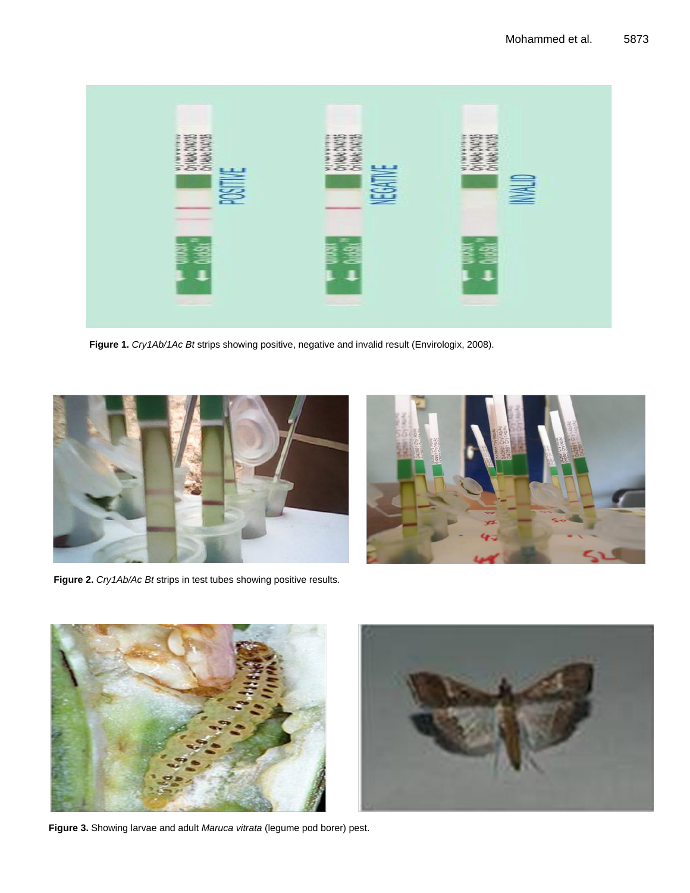**Figure 1.** *Cry1Ab/1Ac Bt* strips showing positive, negative and invalid result (Envirologix, 2008).

**Figure 2.** *Cry1Ab/Ac Bt* strips in test tubes showing positive results.

**Figure 3.** Showing larvae and adult *Maruca vitrata* (legume pod borer) pest.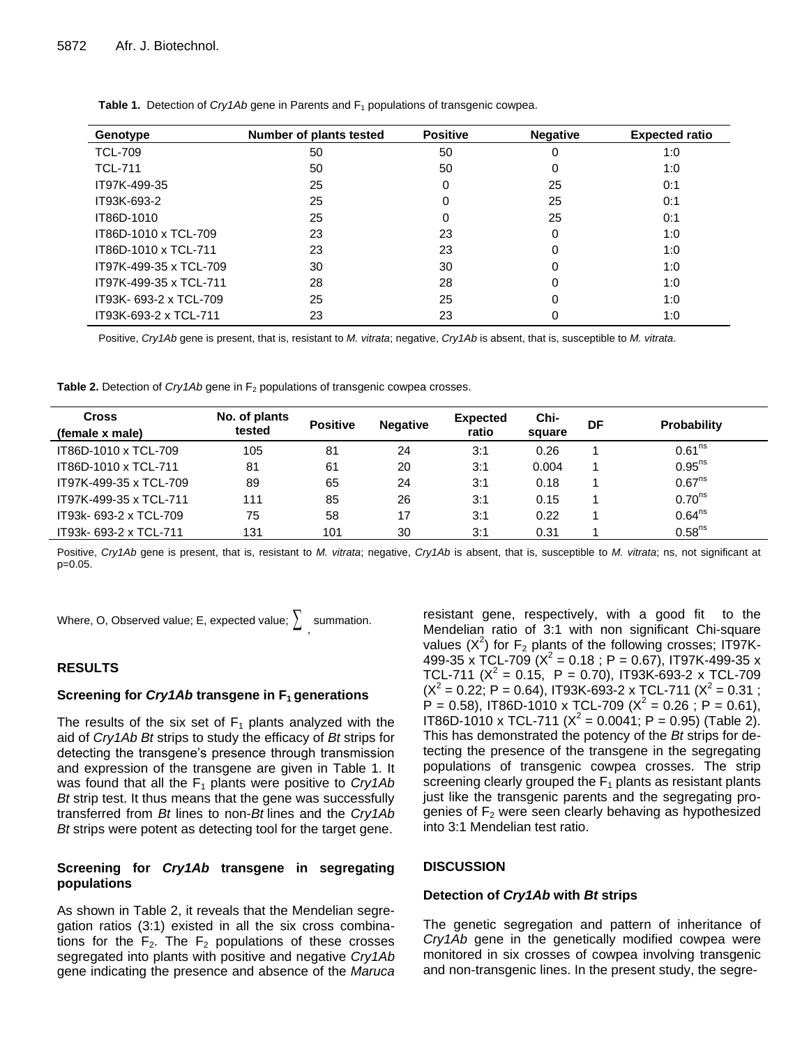**Table 1.** Detection of *Cry1Ab* gene in Parents and $F_1$ populations of transgenic cowpea.

| Genotype | Number of plants tested | Positive | Negative | Expected ratio |
|---|---|---|---|---|
| TCL-709 | 50 | 50 | 0 | 1:0 |
| TCL-711 | 50 | 50 | 0 | 1:0 |
| IT97K-499-35 | 25 | 0 | 25 | 0:1 |
| IT93K-693-2 | 25 | 0 | 25 | 0:1 |
| IT86D-1010 | 25 | 0 | 25 | 0:1 |
| IT86D-1010 x TCL-709 | 23 | 23 | 0 | 1:0 |
| IT86D-1010 x TCL-711 | 23 | 23 | 0 | 1:0 |
| IT97K-499-35 x TCL-709 | 30 | 30 | 0 | 1:0 |
| IT97K-499-35 x TCL-711 | 28 | 28 | 0 | 1:0 |
| IT93K- 693-2 x TCL-709 | 25 | 25 | 0 | 1:0 |
| IT93K-693-2 x TCL-711 | 23 | 23 | 0 | 1:0 |

Positive, *Cry1Ab* gene is present, that is, resistant to *M. vitrata*; negative, *Cry1Ab* is absent, that is, susceptible to *M. vitrata*.

**Table 2.** Detection of *Cry1Ab* gene in $F_2$ populations of transgenic cowpea crosses.

| Cross (female x male) | No. of plants tested | Positive | Negative | Expected ratio | Chi-square | DF | Probability |
|---|---|---|---|---|---|---|---|
| IT86D-1010 x TCL-709 | 105 | 81 | 24 | 3:1 | 0.26 | 1 | $0.61^{ns}$ |
| IT86D-1010 x TCL-711 | 81 | 61 | 20 | 3:1 | 0.004 | 1 | $0.95^{ns}$ |
| IT97K-499-35 x TCL-709 | 89 | 65 | 24 | 3:1 | 0.18 | 1 | $0.67^{ns}$ |
| IT97K-499-35 x TCL-711 | 111 | 85 | 26 | 3:1 | 0.15 | 1 | $0.70^{ns}$ |
| IT93k- 693-2 x TCL-709 | 75 | 58 | 17 | 3:1 | 0.22 | 1 | $0.64^{ns}$ |
| IT93k- 693-2 x TCL-711 | 131 | 101 | 30 | 3:1 | 0.31 | 1 | $0.58^{ns}$ |

Positive, *Cry1Ab* gene is present, that is, resistant to *M. vitrata*; negative, *Cry1Ab* is absent, that is, susceptible to *M. vitrata*; ns, not significant at p=0.05.

Where, O, Observed value; E, expected value; $\sum$, summation.

## RESULTS

### Screening for *Cry1Ab* transgene in $F_1$ generations

The results of the six set of $F_1$ plants analyzed with the aid of *Cry1Ab Bt* strips to study the efficacy of *Bt* strips for detecting the transgene's presence through transmission and expression of the transgene are given in Table 1. It was found that all the $F_1$ plants were positive to *Cry1Ab Bt* strip test. It thus means that the gene was successfully transferred from *Bt* lines to non-*Bt* lines and the *Cry1Ab Bt* strips were potent as detecting tool for the target gene.

### Screening for *Cry1Ab* transgene in segregating populations

As shown in Table 2, it reveals that the Mendelian segregation ratios (3:1) existed in all the six cross combinations for the $F_2$. The $F_2$ populations of these crosses segregated into plants with positive and negative *Cry1Ab* gene indicating the presence and absence of the *Maruca* resistant gene, respectively, with a good fit to the Mendelian ratio of 3:1 with non significant Chi-square values ($X^2$) for $F_2$ plants of the following crosses; IT97K-499-35 x TCL-709 ($X^2$ = 0.18 ; P = 0.67), IT97K-499-35 x TCL-711 ($X^2$ = 0.15, P = 0.70), IT93K-693-2 x TCL-709 ($X^2$ = 0.22; P = 0.64), IT93K-693-2 x TCL-711 ($X^2$ = 0.31 ; P = 0.58), IT86D-1010 x TCL-709 ($X^2$ = 0.26 ; P = 0.61), IT86D-1010 x TCL-711 ($X^2$ = 0.0041; P = 0.95) (Table 2). This has demonstrated the potency of the *Bt* strips for detecting the presence of the transgene in the segregating populations of transgenic cowpea crosses. The strip screening clearly grouped the $F_1$ plants as resistant plants just like the transgenic parents and the segregating progenies of $F_2$ were seen clearly behaving as hypothesized into 3:1 Mendelian test ratio.

## DISCUSSION

### Detection of *Cry1Ab* with *Bt* strips

The genetic segregation and pattern of inheritance of *Cry1Ab* gene in the genetically modified cowpea were monitored in six crosses of cowpea involving transgenic and non-transgenic lines. In the present study, the segre-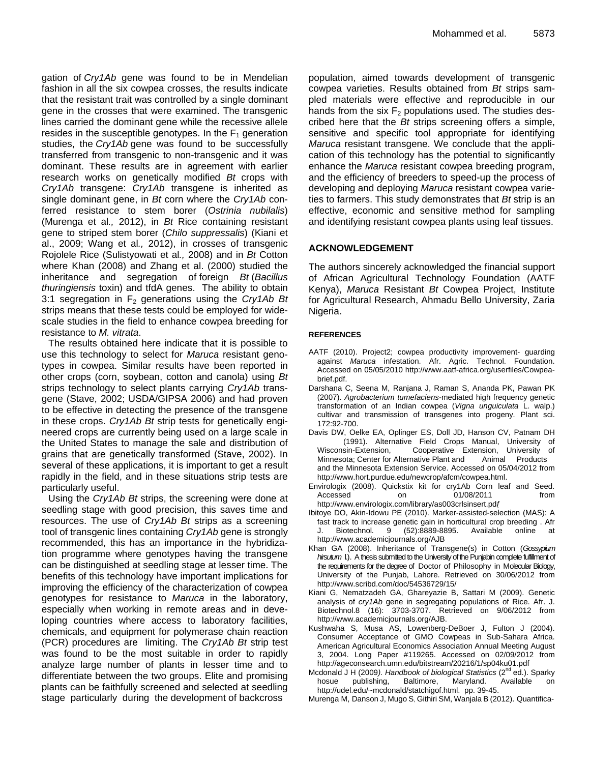gation of *Cry1Ab* gene was found to be in Mendelian fashion in all the six cowpea crosses, the results indicate that the resistant trait was controlled by a single dominant gene in the crosses that were examined. The transgenic lines carried the dominant gene while the recessive allele resides in the susceptible genotypes. In the $F_1$ generation studies, the *Cry1Ab* gene was found to be successfully transferred from transgenic to non-transgenic and it was dominant. These results are in agreement with earlier research works on genetically modified *Bt* crops with *Cry1Ab* transgene: *Cry1Ab* transgene is inherited as single dominant gene, in *Bt* corn where the *Cry1Ab* conferred resistance to stem borer (*Ostrinia nubilalis*) (Murenga et al*.,* 2012), in *Bt* Rice containing resistant gene to striped stem borer (*Chilo suppressalis*) (Kiani et al., 2009; Wang et al*.,* 2012), in crosses of transgenic Rojolele Rice (Sulistyowati et al*.,* 2008) and in *Bt* Cotton where Khan (2008) and Zhang et al. (2000) studied the inheritance and segregation of foreign *Bt* (*Bacillus thuringiensis* toxin) and tfdA genes. The ability to obtain 3:1 segregation in $F_2$ generations using the *Cry1Ab Bt* strips means that these tests could be employed for wide-scale studies in the field to enhance cowpea breeding for resistance to *M. vitrata*.

The results obtained here indicate that it is possible to use this technology to select for *Maruca* resistant genotypes in cowpea. Similar results have been reported in other crops (corn, soybean, cotton and canola) using *Bt* strips technology to select plants carrying *Cry1Ab* transgene (Stave, 2002; USDA/GIPSA 2006) and had proven to be effective in detecting the presence of the transgene in these crops. *Cry1Ab Bt* strip tests for genetically engineered crops are currently being used on a large scale in the United States to manage the sale and distribution of grains that are genetically transformed (Stave, 2002). In several of these applications, it is important to get a result rapidly in the field, and in these situations strip tests are particularly useful.

Using the *Cry1Ab Bt* strips, the screening were done at seedling stage with good precision, this saves time and resources. The use of *Cry1Ab Bt* strips as a screening tool of transgenic lines containing *Cry1Ab* gene is strongly recommended, this has an importance in the hybridization programme where genotypes having the transgene can be distinguished at seedling stage at lesser time. The benefits of this technology have important implications for improving the efficiency of the characterization of cowpea genotypes for resistance to *Maruca* in the laboratory, especially when working in remote areas and in developing countries where access to laboratory facilities, chemicals, and equipment for polymerase chain reaction (PCR) procedures are limiting. The *Cry1Ab Bt* strip test was found to be the most suitable in order to rapidly analyze large number of plants in lesser time and to differentiate between the two groups. Elite and promising plants can be faithfully screened and selected at seedling stage particularly during the development of backcross population, aimed towards development of transgenic cowpea varieties. Results obtained from *Bt* strips sampled materials were effective and reproducible in our hands from the six $F_2$ populations used. The studies described here that the *Bt* strips screening offers a simple, sensitive and specific tool appropriate for identifying *Maruca* resistant transgene. We conclude that the application of this technology has the potential to significantly enhance the *Maruca* resistant cowpea breeding program, and the efficiency of breeders to speed-up the process of developing and deploying *Maruca* resistant cowpea varieties to farmers. This study demonstrates that *Bt* strip is an effective, economic and sensitive method for sampling and identifying resistant cowpea plants using leaf tissues.

## ACKNOWLEDGEMENT

The authors sincerely acknowledged the financial support of African Agricultural Technology Foundation (AATF Kenya), *Maruca* Resistant *Bt* Cowpea Project, Institute for Agricultural Research, Ahmadu Bello University, Zaria Nigeria.

## REFERENCES

AATF (2010). Project2; cowpea productivity improvement- guarding against *Maruca* infestation. Afr. Agric. Technol. Foundation. Accessed on 05/05/2010 http://www.aatf-africa.org/userfiles/Cowpea-brief.pdf.

Darshana C, Seena M, Ranjana J, Raman S, Ananda PK, Pawan PK (2007). *Agrobacterium tumefaciens*-mediated high frequency genetic transformation of an Indian cowpea (*Vigna unguiculata* L. walp.) cultivar and transmission of transgenes into progeny. Plant sci. 172:92-700.

Davis DW, Oelke EA, Oplinger ES, Doll JD, Hanson CV, Patnam DH (1991). Alternative Field Crops Manual, University of Wisconsin-Extension, Cooperative Extension, University of Minnesota; Center for Alternative Plant and Animal Products and the Minnesota Extension Service. Accessed on 05/04/2012 from http://www.hort.purdue.edu/newcrop/afcm/cowpea.html.

Envirologix (2008). Quickstix kit for cry1Ab Corn leaf and Seed. Accessed on 01/08/2011 from http://www.envirologix.com/library/as003crlsinsert.pdf

Ibitoye DO, Akin-Idowu PE (2010). Marker-assisted-selection (MAS): A fast track to increase genetic gain in horticultural crop breeding . Afr J. Biotechnol*.* 9 (52):8889-8895. Available online at http://www.academicjournals.org/AJB

Khan GA (2008). Inheritance of Transgene(s) in Cotton (*Gossypium hirsutum* l.). A thesis submitted to the University of the Punjabin complete fulfillment of the requirements for the degree of Doctor of Philosophy in Molecular Biology, University of the Punjab, Lahore. Retrieved on 30/06/2012 from http://www.scribd.com/doc/54536729/15/

Kiani G, Nematzadeh GA, Ghareyazie B, Sattari M (2009). Genetic analysis of *cry1Ab* gene in segregating populations of Rice. Afr. J. Biotechnol.8 (16): 3703-3707. Retrieved on 9/06/2012 from http://www.academicjournals.org/AJB.

Kushwaha S, Musa AS, Lowenberg-DeBoer J, Fulton J (2004). Consumer Acceptance of GMO Cowpeas in Sub-Sahara Africa. American Agricultural Economics Association Annual Meeting August 3, 2004. Long Paper #119265. Accessed on 02/09/2012 from http://ageconsearch.umn.edu/bitstream/20216/1/sp04ku01.pdf

Mcdonald J H (2009). *Handbook of biological Statistics* (2[nd] ed.). Sparky hosue publishing, Baltimore, Maryland. Available on http://udel.edu/~mcdonald/statchigof.html. pp. 39-45.

Murenga M, Danson J, Mugo S, Githiri SM, Wanjala B (2012). Quantifica-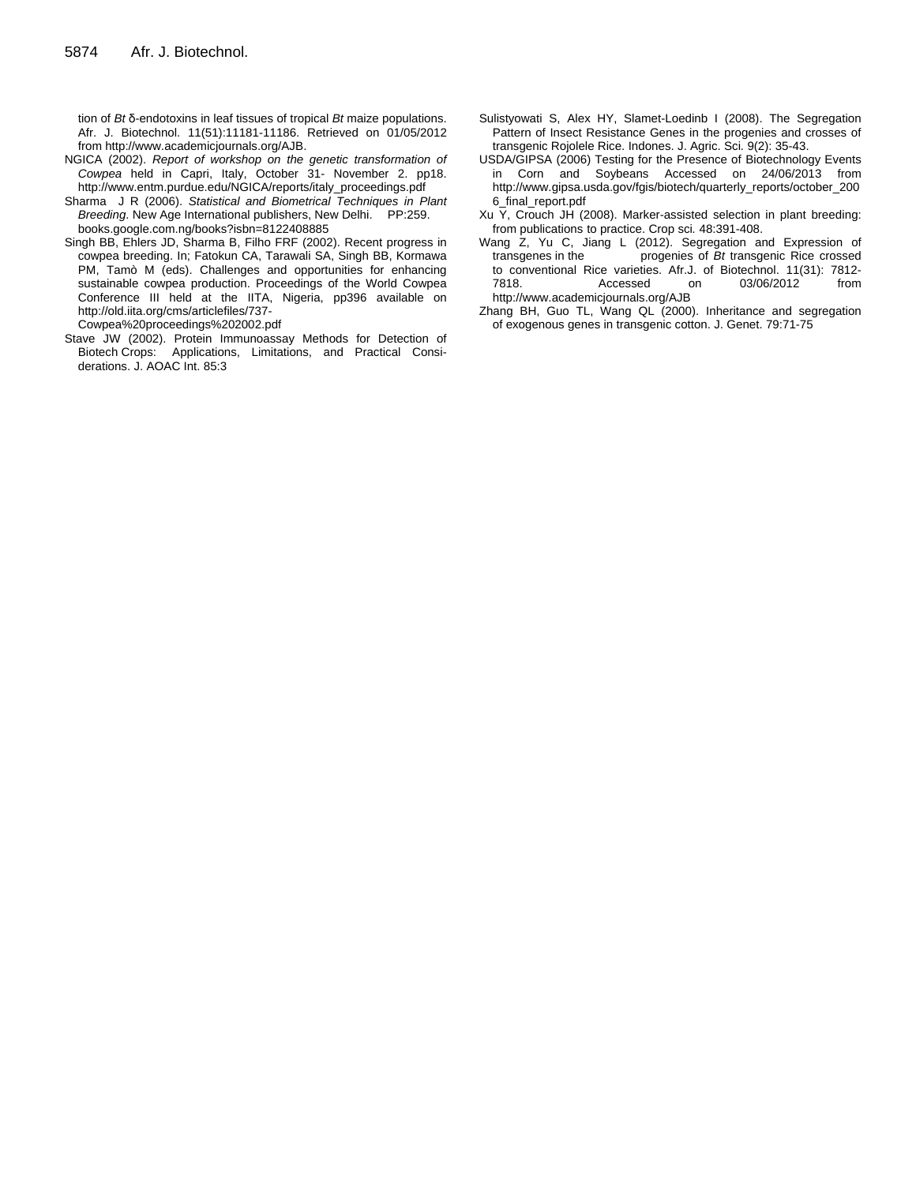tion of *Bt* δ-endotoxins in leaf tissues of tropical *Bt* maize populations. Afr. J. Biotechnol. 11(51):11181-11186. Retrieved on 01/05/2012 from http://www.academicjournals.org/AJB.

NGICA (2002). *Report of workshop on the genetic transformation of Cowpea* held in Capri, Italy, October 31- November 2. pp18. http://www.entm.purdue.edu/NGICA/reports/italy_proceedings.pdf

Sharma J R (2006). *Statistical and Biometrical Techniques in Plant Breeding*. New Age International publishers, New Delhi. PP:259. books.google.com.ng/books?isbn=8122408885

Singh BB, Ehlers JD, Sharma B, Filho FRF (2002). Recent progress in cowpea breeding. In; Fatokun CA, Tarawali SA, Singh BB, Kormawa PM, Tamò M (eds). Challenges and opportunities for enhancing sustainable cowpea production. Proceedings of the World Cowpea Conference III held at the IITA, Nigeria, pp396 available on http://old.iita.org/cms/articlefiles/737-Cowpea%20proceedings%202002.pdf

Stave JW (2002). Protein Immunoassay Methods for Detection of Biotech Crops: Applications, Limitations, and Practical Considerations. J. AOAC Int. 85:3

Sulistyowati S, Alex HY, Slamet-Loedinb I (2008). The Segregation Pattern of Insect Resistance Genes in the progenies and crosses of transgenic Rojolele Rice. Indones. J. Agric. Sci. 9(2): 35-43.

USDA/GIPSA (2006) Testing for the Presence of Biotechnology Events in Corn and Soybeans Accessed on 24/06/2013 from http://www.gipsa.usda.gov/fgis/biotech/quarterly_reports/october_2006_final_report.pdf

Xu Y, Crouch JH (2008). Marker-assisted selection in plant breeding: from publications to practice. Crop sci. 48:391-408.

Wang Z, Yu C, Jiang L (2012). Segregation and Expression of transgenes in the progenies of *Bt* transgenic Rice crossed to conventional Rice varieties. Afr.J. of Biotechnol. 11(31): 7812-7818. Accessed on 03/06/2012 from http://www.academicjournals.org/AJB

Zhang BH, Guo TL, Wang QL (2000). Inheritance and segregation of exogenous genes in transgenic cotton. J. Genet. 79:71-75